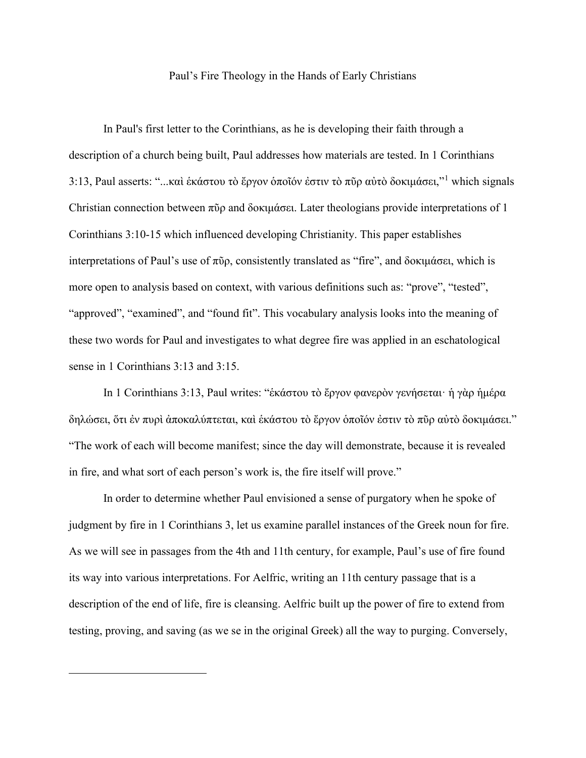# Paul's Fire Theology in the Hands of Early Christians

In Paul's first letter to the Corinthians, as he is developing their faith through a description of a church being built, Paul addresses how materials are tested. In 1 Corinthians 3:13, Paul asserts: "...καὶ ἑκάστου τὸ ἔργον ὁποῖόν ἐστιν τὸ πῦρ αὐτὸ δοκιμάσει,"[1] which signals Christian connection between πῦρ and δοκιμάσει. Later theologians provide interpretations of 1 Corinthians 3:10-15 which influenced developing Christianity. This paper establishes interpretations of Paul's use of πῦρ, consistently translated as "fire", and δοκιμάσει, which is more open to analysis based on context, with various definitions such as: "prove", "tested", "approved", "examined", and "found fit". This vocabulary analysis looks into the meaning of these two words for Paul and investigates to what degree fire was applied in an eschatological sense in 1 Corinthians 3:13 and 3:15.

In 1 Corinthians 3:13, Paul writes: "ἑκάστου τὸ ἔργον φανερὸν γενήσεται· ἡ γὰρ ἡμέρα δηλώσει, ὅτι ἐν πυρὶ ἀποκαλύπτεται, καὶ ἑκάστου τὸ ἔργον ὁποῖόν ἐστιν τὸ πῦρ αὐτὸ δοκιμάσει." "The work of each will become manifest; since the day will demonstrate, because it is revealed in fire, and what sort of each person's work is, the fire itself will prove."

In order to determine whether Paul envisioned a sense of purgatory when he spoke of judgment by fire in 1 Corinthians 3, let us examine parallel instances of the Greek noun for fire. As we will see in passages from the 4th and 11th century, for example, Paul's use of fire found its way into various interpretations. For Aelfric, writing an 11th century passage that is a description of the end of life, fire is cleansing. Aelfric built up the power of fire to extend from testing, proving, and saving (as we se in the original Greek) all the way to purging. Conversely,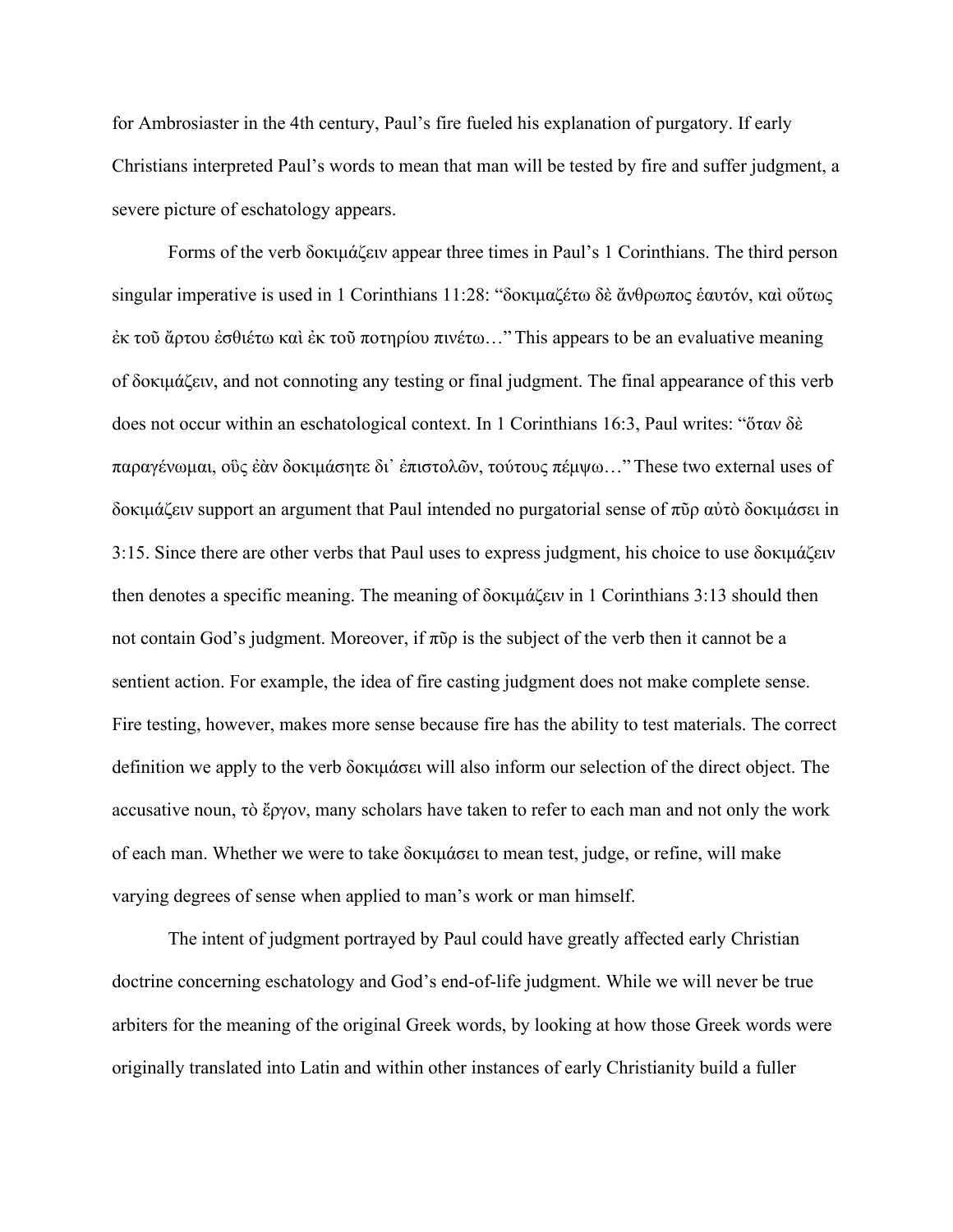for Ambrosiaster in the 4th century, Paul's fire fueled his explanation of purgatory. If early Christians interpreted Paul's words to mean that man will be tested by fire and suffer judgment, a severe picture of eschatology appears.

Forms of the verb δοκιμάζειν appear three times in Paul's 1 Corinthians. The third person singular imperative is used in 1 Corinthians 11:28: "δοκιμαζέτω δὲ ἄνθρωπος ἑαυτόν, καὶ οὕτως ἐκ τοῦ ἄρτου ἐσθιέτω καὶ ἐκ τοῦ ποτηρίου πινέτω…" This appears to be an evaluative meaning of δοκιμάζειν, and not connoting any testing or final judgment. The final appearance of this verb does not occur within an eschatological context. In 1 Corinthians 16:3, Paul writes: "ὅταν δὲ παραγένωμαι, οὓς ἐὰν δοκιμάσητε δι᾽ ἐπιστολῶν, τούτους πέμψω…" These two external uses of δοκιμάζειν support an argument that Paul intended no purgatorial sense of πῦρ αὐτὸ δοκιμάσει in 3:15. Since there are other verbs that Paul uses to express judgment, his choice to use δοκιμάζειν then denotes a specific meaning. The meaning of δοκιμάζειν in 1 Corinthians 3:13 should then not contain God's judgment. Moreover, if πῦρ is the subject of the verb then it cannot be a sentient action. For example, the idea of fire casting judgment does not make complete sense. Fire testing, however, makes more sense because fire has the ability to test materials. The correct definition we apply to the verb δοκιμάσει will also inform our selection of the direct object. The accusative noun, τὸ ἔργον, many scholars have taken to refer to each man and not only the work of each man. Whether we were to take δοκιμάσει to mean test, judge, or refine, will make varying degrees of sense when applied to man's work or man himself.

The intent of judgment portrayed by Paul could have greatly affected early Christian doctrine concerning eschatology and God's end-of-life judgment. While we will never be true arbiters for the meaning of the original Greek words, by looking at how those Greek words were originally translated into Latin and within other instances of early Christianity build a fuller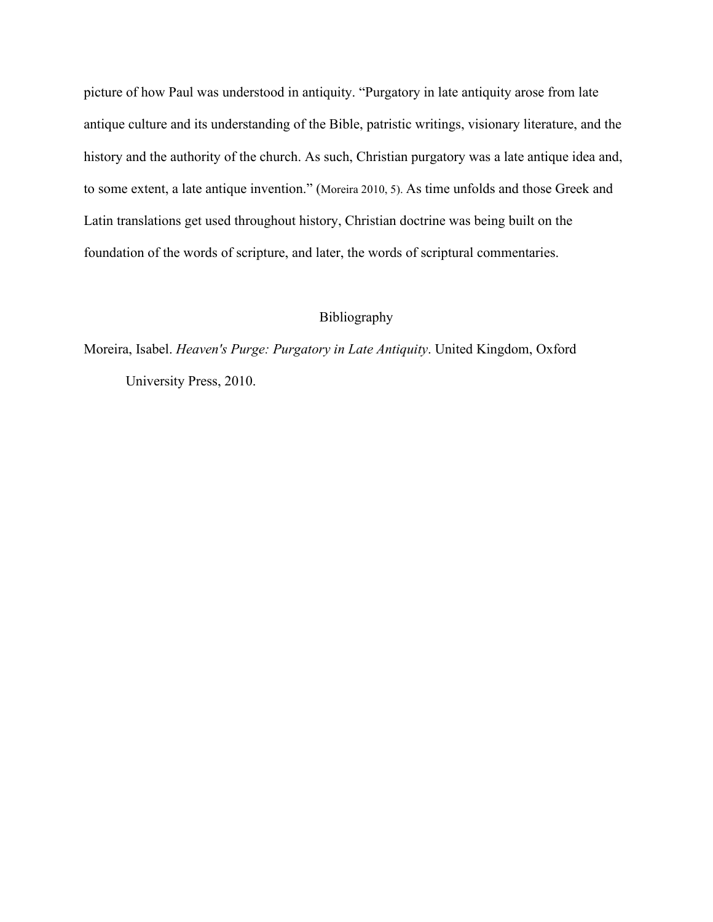picture of how Paul was understood in antiquity. "Purgatory in late antiquity arose from late antique culture and its understanding of the Bible, patristic writings, visionary literature, and the history and the authority of the church. As such, Christian purgatory was a late antique idea and, to some extent, a late antique invention." (Moreira 2010, 5). As time unfolds and those Greek and Latin translations get used throughout history, Christian doctrine was being built on the foundation of the words of scripture, and later, the words of scriptural commentaries.

## Bibliography

Moreira, Isabel. *Heaven's Purge: Purgatory in Late Antiquity*. United Kingdom, Oxford University Press, 2010.